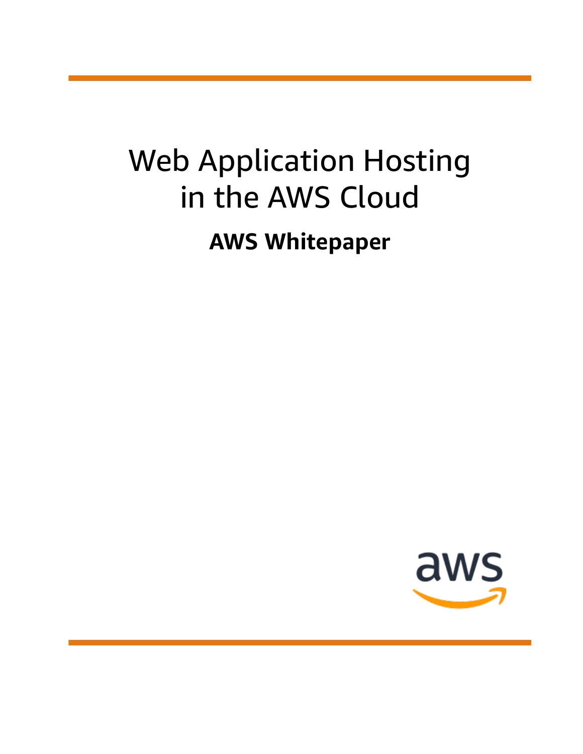# Web Application Hosting in the AWS Cloud

**AWS Whitepaper**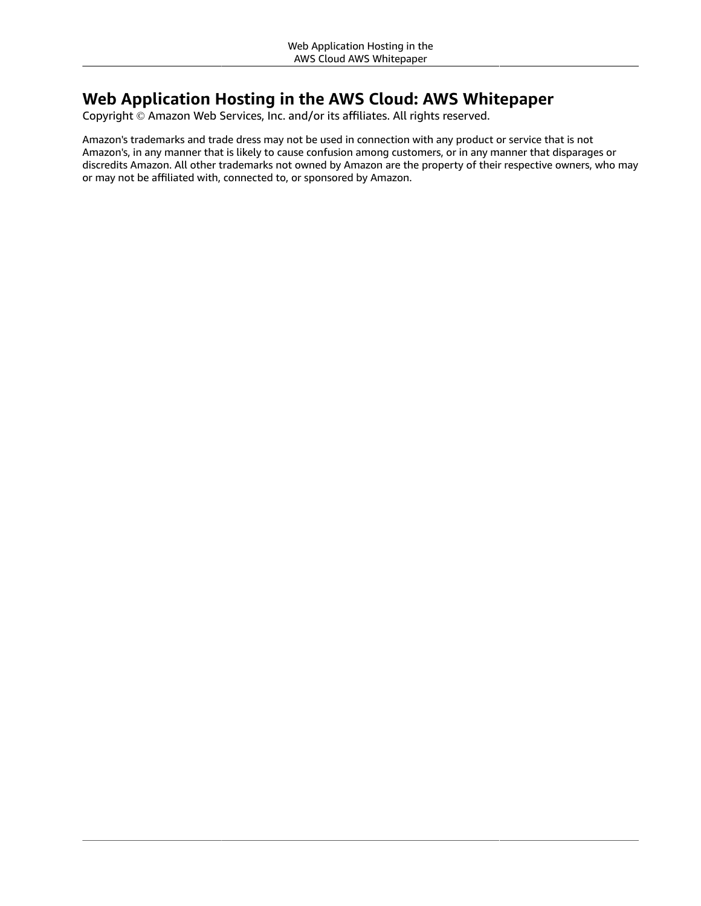# Web Application Hosting in the AWS Cloud: AWS Whitepaper

Copyright © Amazon Web Services, Inc. and/or its affiliates. All rights reserved.

Amazon's trademarks and trade dress may not be used in connection with any product or service that is not Amazon's, in any manner that is likely to cause confusion among customers, or in any manner that disparages or discredits Amazon. All other trademarks not owned by Amazon are the property of their respective owners, who may or may not be affiliated with, connected to, or sponsored by Amazon.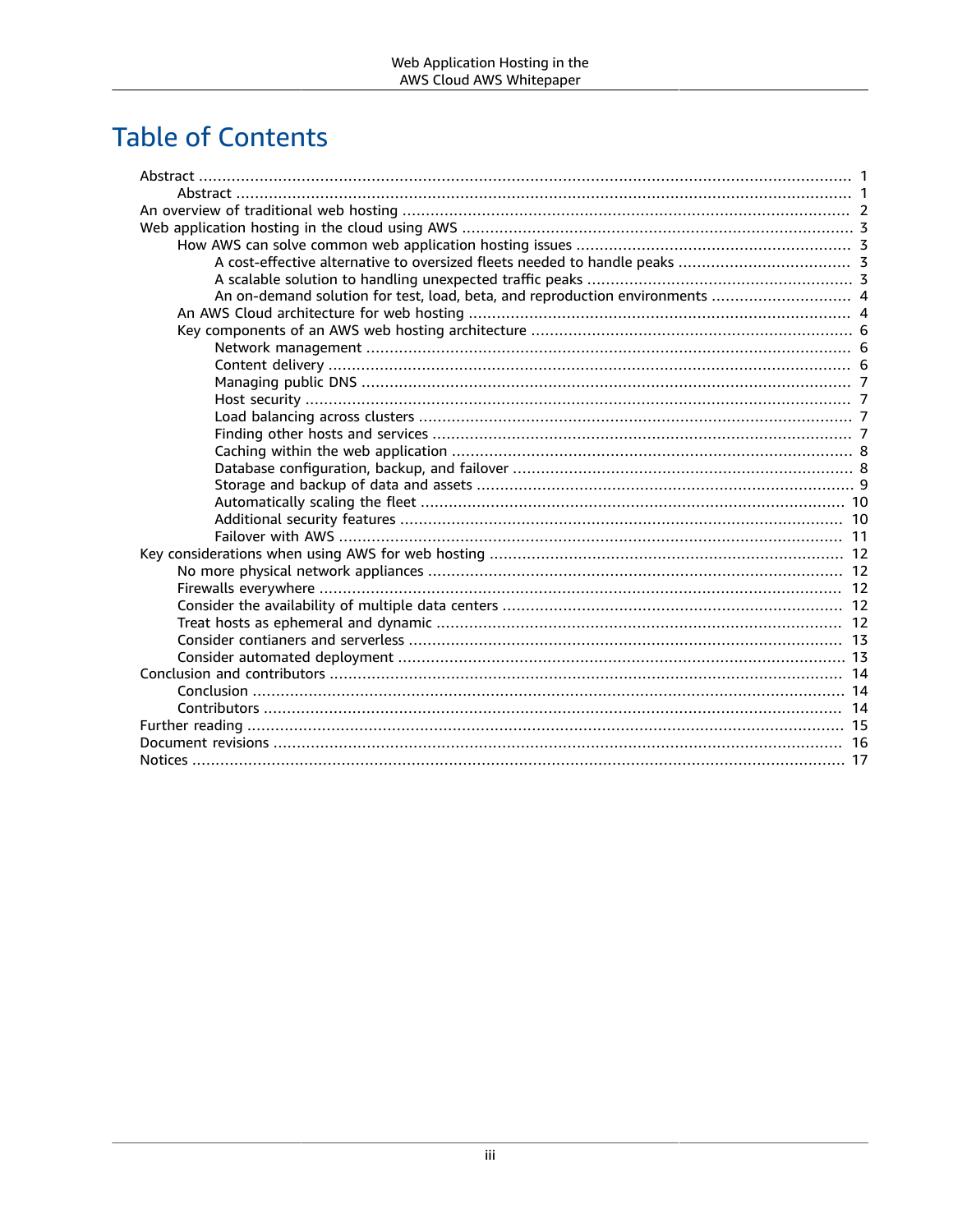# Table of Contents

- Abstract ... 1
  - Abstract ... 1
- An overview of traditional web hosting ... 2
- Web application hosting in the cloud using AWS ... 3
  - How AWS can solve common web application hosting issues ... 3
    - A cost-effective alternative to oversized fleets needed to handle peaks ... 3
    - A scalable solution to handling unexpected traffic peaks ... 3
    - An on-demand solution for test, load, beta, and reproduction environments ... 4
  - An AWS Cloud architecture for web hosting ... 4
  - Key components of an AWS web hosting architecture ... 6
    - Network management ... 6
    - Content delivery ... 6
    - Managing public DNS ... 7
    - Host security ... 7
    - Load balancing across clusters ... 7
    - Finding other hosts and services ... 7
    - Caching within the web application ... 8
    - Database configuration, backup, and failover ... 8
    - Storage and backup of data and assets ... 9
    - Automatically scaling the fleet ... 10
    - Additional security features ... 10
    - Failover with AWS ... 11
- Key considerations when using AWS for web hosting ... 12
  - No more physical network appliances ... 12
  - Firewalls everywhere ... 12
  - Consider the availability of multiple data centers ... 12
  - Treat hosts as ephemeral and dynamic ... 12
  - Consider contianers and serverless ... 13
  - Consider automated deployment ... 13
- Conclusion and contributors ... 14
  - Conclusion ... 14
  - Contributors ... 14
- Further reading ... 15
- Document revisions ... 16
- Notices ... 17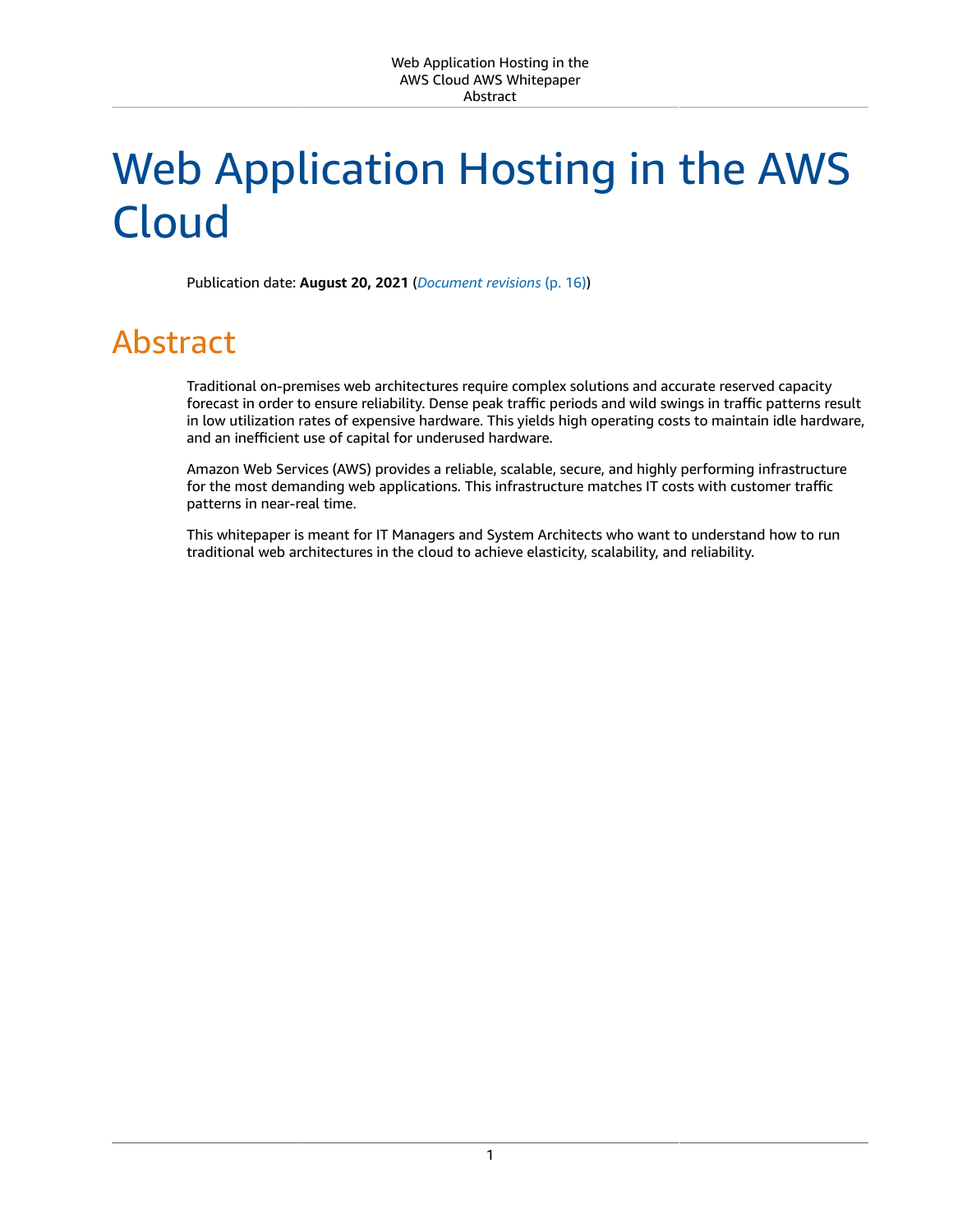# Web Application Hosting in the AWS Cloud

Publication date: **August 20, 2021** (*Document revisions* (p. 16))

## Abstract

Traditional on-premises web architectures require complex solutions and accurate reserved capacity forecast in order to ensure reliability. Dense peak traffic periods and wild swings in traffic patterns result in low utilization rates of expensive hardware. This yields high operating costs to maintain idle hardware, and an inefficient use of capital for underused hardware.

Amazon Web Services (AWS) provides a reliable, scalable, secure, and highly performing infrastructure for the most demanding web applications. This infrastructure matches IT costs with customer traffic patterns in near-real time.

This whitepaper is meant for IT Managers and System Architects who want to understand how to run traditional web architectures in the cloud to achieve elasticity, scalability, and reliability.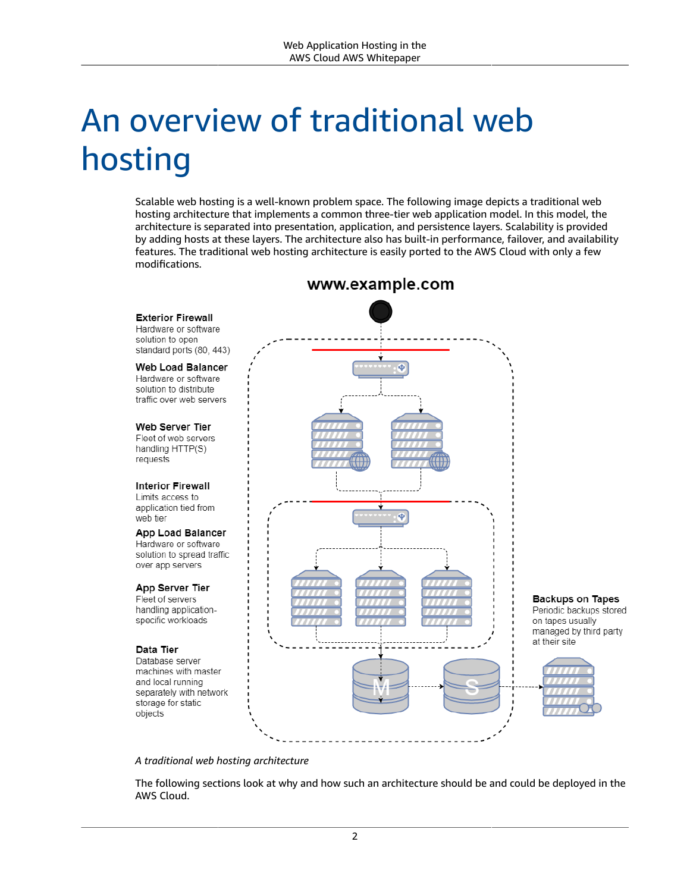# An overview of traditional web hosting

Scalable web hosting is a well-known problem space. The following image depicts a traditional web hosting architecture that implements a common three-tier web application model. In this model, the architecture is separated into presentation, application, and persistence layers. Scalability is provided by adding hosts at these layers. The architecture also has built-in performance, failover, and availability features. The traditional web hosting architecture is easily ported to the AWS Cloud with only a few modifications.

www.example.com

**Exterior Firewall**
Hardware or software solution to open standard ports (80, 443)

**Web Load Balancer**
Hardware or software solution to distribute traffic over web servers

**Web Server Tier**
Fleet of web servers handling HTTP(S) requests

**Interior Firewall**
Limits access to application tied from web tier

**App Load Balancer**
Hardware or software solution to spread traffic over app servers

**App Server Tier**
Fleet of servers handling application-specific workloads

**Data Tier**
Database server machines with master and local running separately with network storage for static objects

M

S

**Backups on Tapes**
Periodic backups stored on tapes usually managed by third party at their site

*A traditional web hosting architecture*

The following sections look at why and how such an architecture should be and could be deployed in the AWS Cloud.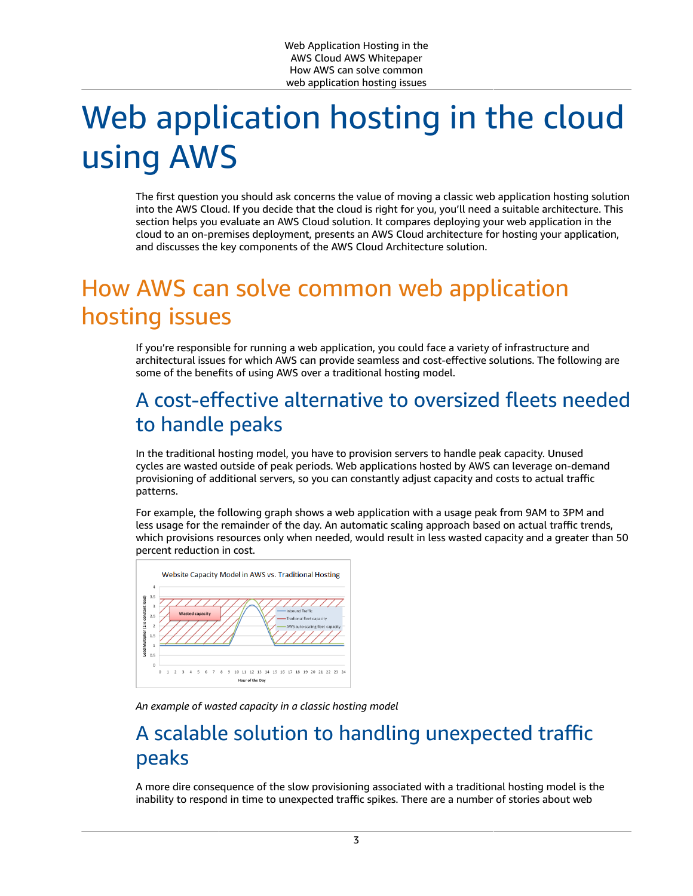# Web application hosting in the cloud using AWS

The first question you should ask concerns the value of moving a classic web application hosting solution into the AWS Cloud. If you decide that the cloud is right for you, you'll need a suitable architecture. This section helps you evaluate an AWS Cloud solution. It compares deploying your web application in the cloud to an on-premises deployment, presents an AWS Cloud architecture for hosting your application, and discusses the key components of the AWS Cloud Architecture solution.

## How AWS can solve common web application hosting issues

If you're responsible for running a web application, you could face a variety of infrastructure and architectural issues for which AWS can provide seamless and cost-effective solutions. The following are some of the benefits of using AWS over a traditional hosting model.

### A cost-effective alternative to oversized fleets needed to handle peaks

In the traditional hosting model, you have to provision servers to handle peak capacity. Unused cycles are wasted outside of peak periods. Web applications hosted by AWS can leverage on-demand provisioning of additional servers, so you can constantly adjust capacity and costs to actual traffic patterns.

For example, the following graph shows a web application with a usage peak from 9AM to 3PM and less usage for the remainder of the day. An automatic scaling approach based on actual traffic trends, which provisions resources only when needed, would result in less wasted capacity and a greater than 50 percent reduction in cost.

Website Capacity Model in AWS vs. Traditional Hosting

Wasted capacity

Inbound Traffic
Tradional fleet capacity
AWS auto-scaling fleet capacity

Load Multiplier (1 is constant load)

4
3.5
3
2.5
2
1.5
1
0.5
0

0 1 2 3 4 5 6 7 8 9 10 11 12 13 14 15 16 17 18 19 20 21 22 23 24

Hour of the Day

*An example of wasted capacity in a classic hosting model*

### A scalable solution to handling unexpected traffic peaks

A more dire consequence of the slow provisioning associated with a traditional hosting model is the inability to respond in time to unexpected traffic spikes. There are a number of stories about web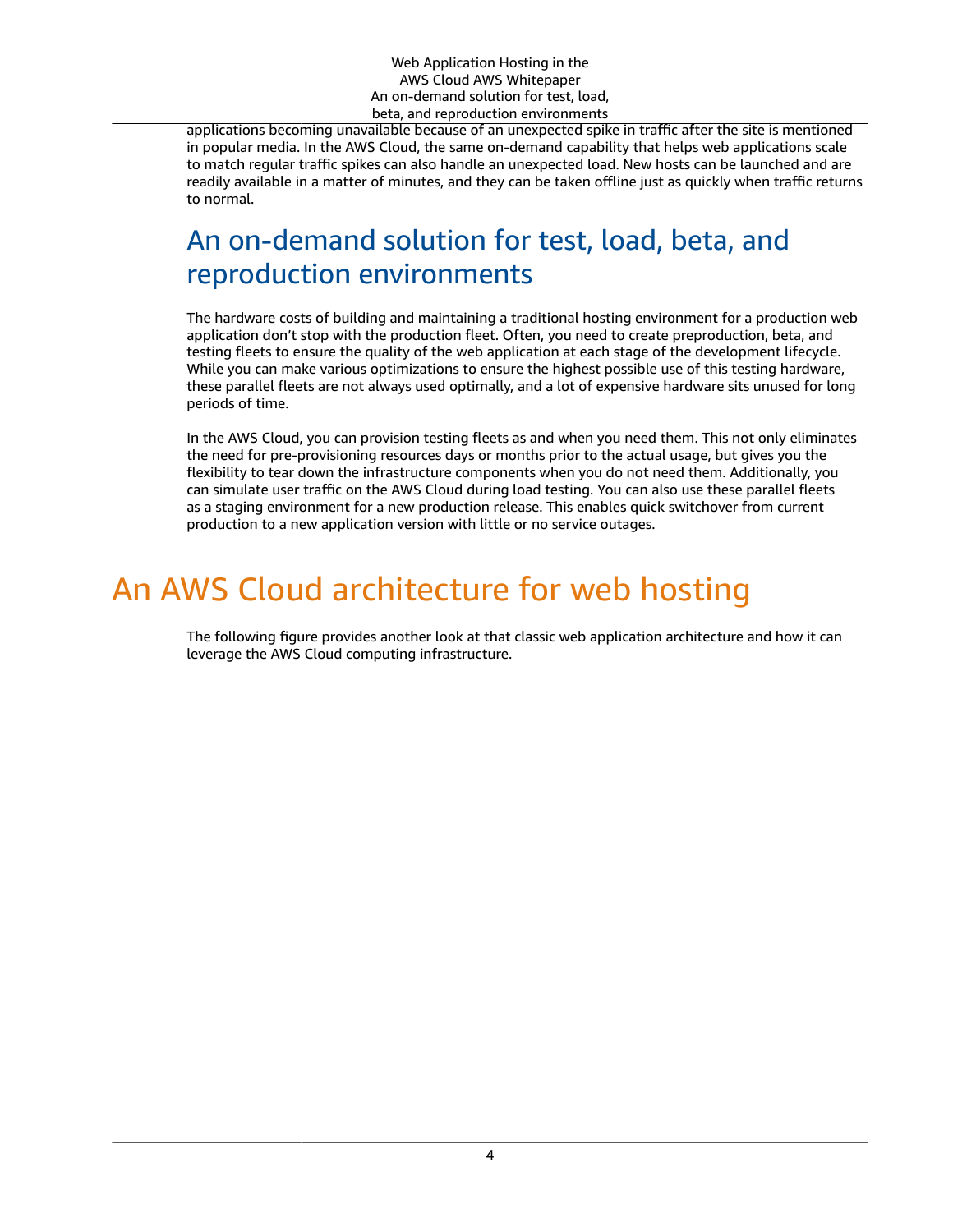applications becoming unavailable because of an unexpected spike in traffic after the site is mentioned in popular media. In the AWS Cloud, the same on-demand capability that helps web applications scale to match regular traffic spikes can also handle an unexpected load. New hosts can be launched and are readily available in a matter of minutes, and they can be taken offline just as quickly when traffic returns to normal.

## An on-demand solution for test, load, beta, and reproduction environments

The hardware costs of building and maintaining a traditional hosting environment for a production web application don't stop with the production fleet. Often, you need to create preproduction, beta, and testing fleets to ensure the quality of the web application at each stage of the development lifecycle. While you can make various optimizations to ensure the highest possible use of this testing hardware, these parallel fleets are not always used optimally, and a lot of expensive hardware sits unused for long periods of time.

In the AWS Cloud, you can provision testing fleets as and when you need them. This not only eliminates the need for pre-provisioning resources days or months prior to the actual usage, but gives you the flexibility to tear down the infrastructure components when you do not need them. Additionally, you can simulate user traffic on the AWS Cloud during load testing. You can also use these parallel fleets as a staging environment for a new production release. This enables quick switchover from current production to a new application version with little or no service outages.

# An AWS Cloud architecture for web hosting

The following figure provides another look at that classic web application architecture and how it can leverage the AWS Cloud computing infrastructure.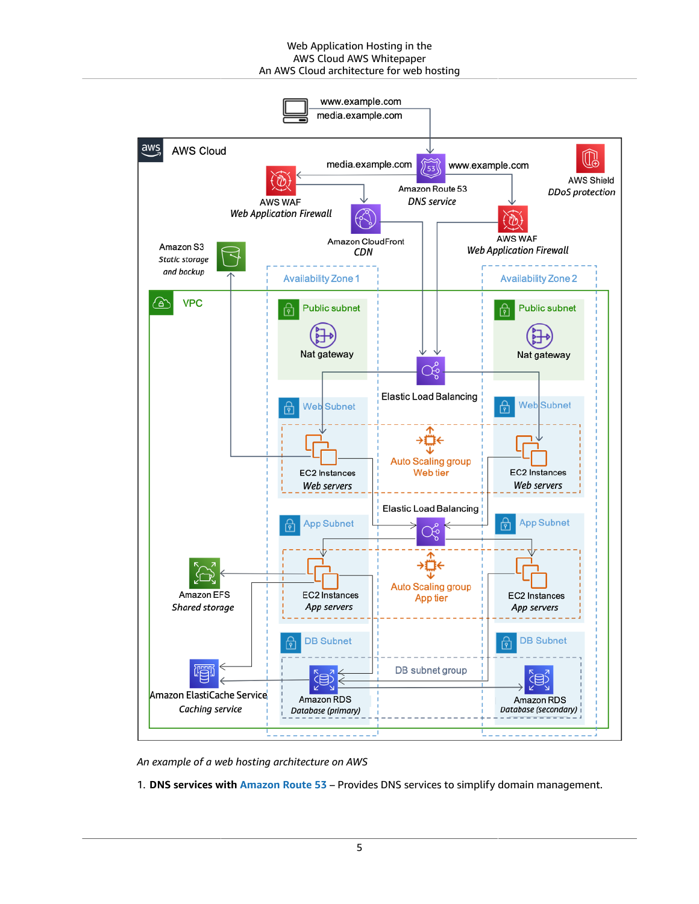www.example.com
media.example.com

AWS Cloud

media.example.com
Amazon Route 53
*DNS service*
www.example.com
AWS Shield
*DDoS protection*

AWS WAF
*Web Application Firewall*
Amazon CloudFront
*CDN*
AWS WAF
*Web Application Firewall*

Amazon S3
*Static storage and backup*

Availability Zone 1
Availability Zone 2

VPC

Public subnet
Nat gateway
Public subnet
Nat gateway

Elastic Load Balancing

Web Subnet
EC2 Instances
*Web servers*
Auto Scaling group
Web tier
Web Subnet
EC2 Instances
*Web servers*

Elastic Load Balancing

App Subnet
EC2 Instances
*App servers*
Auto Scaling group
App tier
App Subnet
EC2 Instances
*App servers*

Amazon EFS
*Shared storage*

DB Subnet
DB subnet group
DB Subnet

Amazon ElastiCache Service
*Caching service*
Amazon RDS
*Database (primary)*
Amazon RDS
*Database (secondary)*

*An example of a web hosting architecture on AWS*

1. **DNS services with Amazon Route 53** – Provides DNS services to simplify domain management.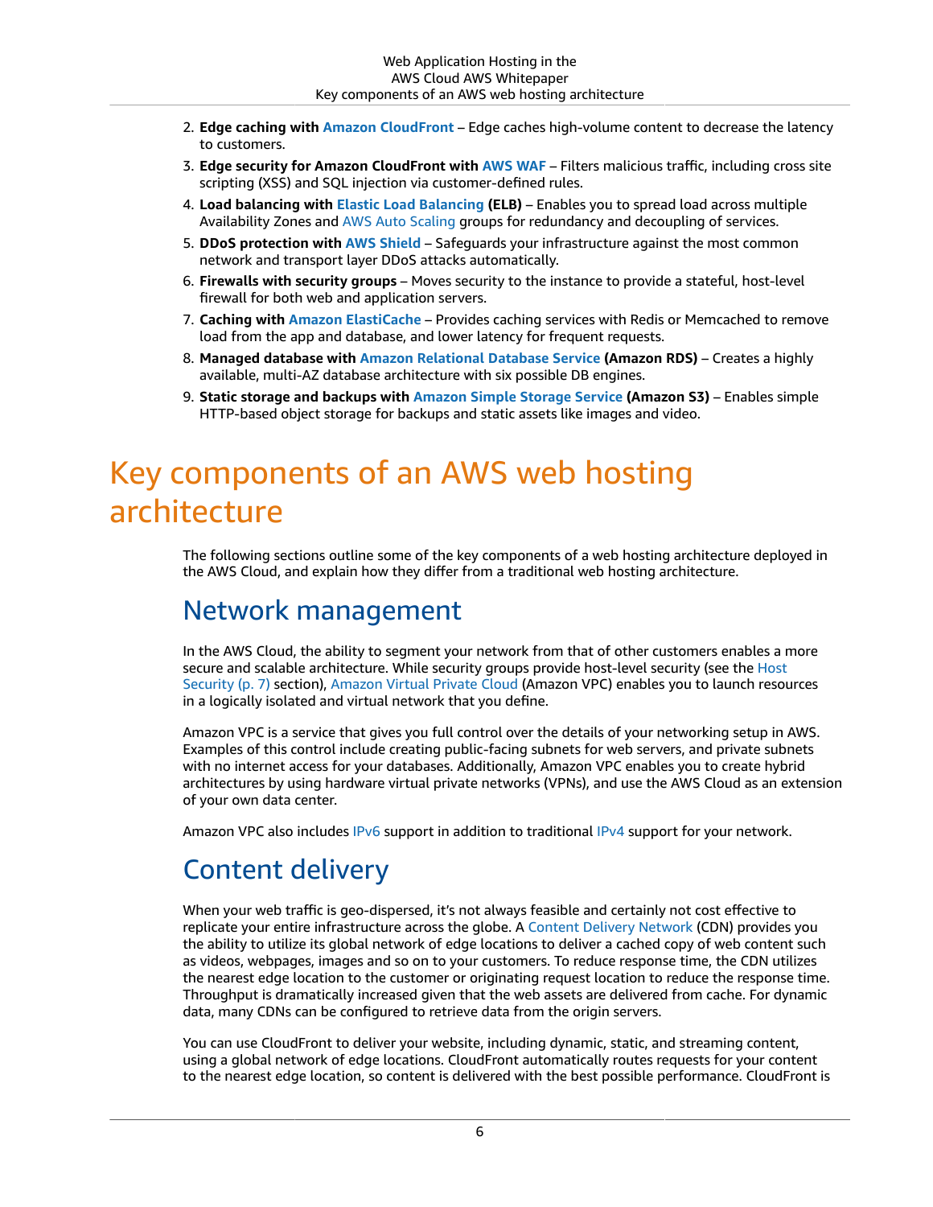2. **Edge caching with Amazon CloudFront** – Edge caches high-volume content to decrease the latency to customers.
3. **Edge security for Amazon CloudFront with AWS WAF** – Filters malicious traffic, including cross site scripting (XSS) and SQL injection via customer-defined rules.
4. **Load balancing with Elastic Load Balancing (ELB)** – Enables you to spread load across multiple Availability Zones and AWS Auto Scaling groups for redundancy and decoupling of services.
5. **DDoS protection with AWS Shield** – Safeguards your infrastructure against the most common network and transport layer DDoS attacks automatically.
6. **Firewalls with security groups** – Moves security to the instance to provide a stateful, host-level firewall for both web and application servers.
7. **Caching with Amazon ElastiCache** – Provides caching services with Redis or Memcached to remove load from the app and database, and lower latency for frequent requests.
8. **Managed database with Amazon Relational Database Service (Amazon RDS)** – Creates a highly available, multi-AZ database architecture with six possible DB engines.
9. **Static storage and backups with Amazon Simple Storage Service (Amazon S3)** – Enables simple HTTP-based object storage for backups and static assets like images and video.

# Key components of an AWS web hosting architecture

The following sections outline some of the key components of a web hosting architecture deployed in the AWS Cloud, and explain how they differ from a traditional web hosting architecture.

## Network management

In the AWS Cloud, the ability to segment your network from that of other customers enables a more secure and scalable architecture. While security groups provide host-level security (see the Host Security (p. 7) section), Amazon Virtual Private Cloud (Amazon VPC) enables you to launch resources in a logically isolated and virtual network that you define.

Amazon VPC is a service that gives you full control over the details of your networking setup in AWS. Examples of this control include creating public-facing subnets for web servers, and private subnets with no internet access for your databases. Additionally, Amazon VPC enables you to create hybrid architectures by using hardware virtual private networks (VPNs), and use the AWS Cloud as an extension of your own data center.

Amazon VPC also includes IPv6 support in addition to traditional IPv4 support for your network.

## Content delivery

When your web traffic is geo-dispersed, it's not always feasible and certainly not cost effective to replicate your entire infrastructure across the globe. A Content Delivery Network (CDN) provides you the ability to utilize its global network of edge locations to deliver a cached copy of web content such as videos, webpages, images and so on to your customers. To reduce response time, the CDN utilizes the nearest edge location to the customer or originating request location to reduce the response time. Throughput is dramatically increased given that the web assets are delivered from cache. For dynamic data, many CDNs can be configured to retrieve data from the origin servers.

You can use CloudFront to deliver your website, including dynamic, static, and streaming content, using a global network of edge locations. CloudFront automatically routes requests for your content to the nearest edge location, so content is delivered with the best possible performance. CloudFront is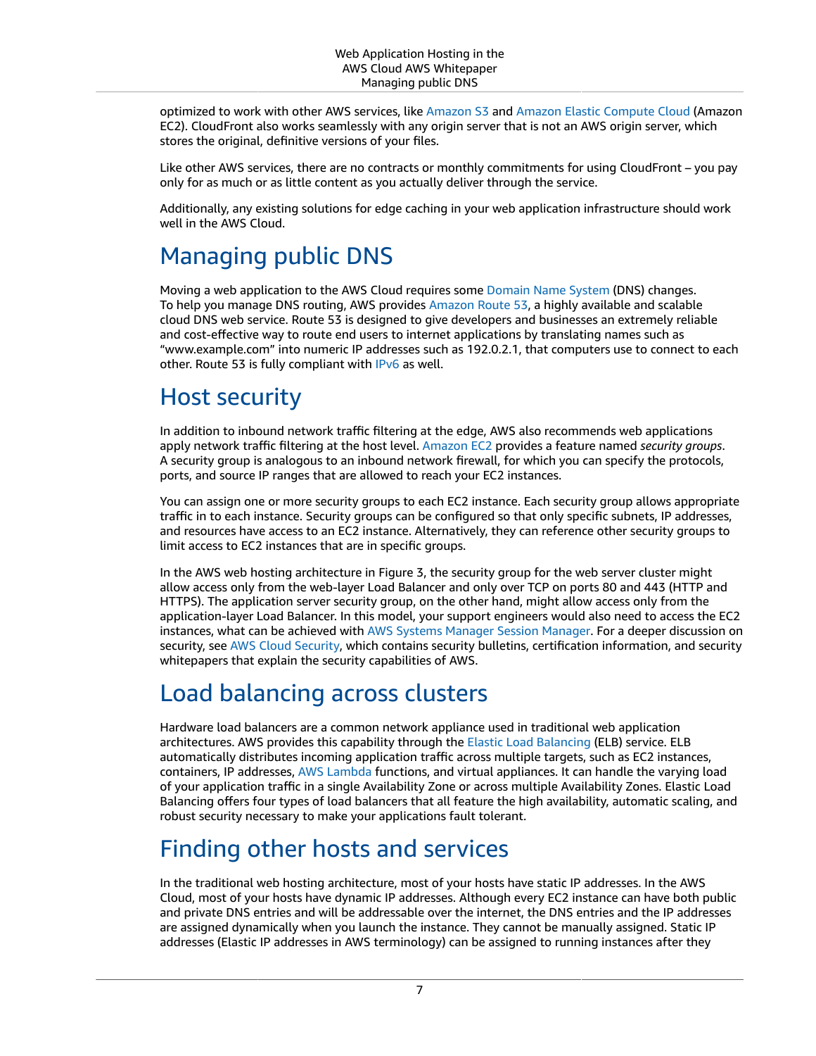optimized to work with other AWS services, like Amazon S3 and Amazon Elastic Compute Cloud (Amazon EC2). CloudFront also works seamlessly with any origin server that is not an AWS origin server, which stores the original, definitive versions of your files.

Like other AWS services, there are no contracts or monthly commitments for using CloudFront – you pay only for as much or as little content as you actually deliver through the service.

Additionally, any existing solutions for edge caching in your web application infrastructure should work well in the AWS Cloud.

# Managing public DNS

Moving a web application to the AWS Cloud requires some Domain Name System (DNS) changes. To help you manage DNS routing, AWS provides Amazon Route 53, a highly available and scalable cloud DNS web service. Route 53 is designed to give developers and businesses an extremely reliable and cost-effective way to route end users to internet applications by translating names such as "www.example.com" into numeric IP addresses such as 192.0.2.1, that computers use to connect to each other. Route 53 is fully compliant with IPv6 as well.

# Host security

In addition to inbound network traffic filtering at the edge, AWS also recommends web applications apply network traffic filtering at the host level. Amazon EC2 provides a feature named *security groups*. A security group is analogous to an inbound network firewall, for which you can specify the protocols, ports, and source IP ranges that are allowed to reach your EC2 instances.

You can assign one or more security groups to each EC2 instance. Each security group allows appropriate traffic in to each instance. Security groups can be configured so that only specific subnets, IP addresses, and resources have access to an EC2 instance. Alternatively, they can reference other security groups to limit access to EC2 instances that are in specific groups.

In the AWS web hosting architecture in Figure 3, the security group for the web server cluster might allow access only from the web-layer Load Balancer and only over TCP on ports 80 and 443 (HTTP and HTTPS). The application server security group, on the other hand, might allow access only from the application-layer Load Balancer. In this model, your support engineers would also need to access the EC2 instances, what can be achieved with AWS Systems Manager Session Manager. For a deeper discussion on security, see AWS Cloud Security, which contains security bulletins, certification information, and security whitepapers that explain the security capabilities of AWS.

# Load balancing across clusters

Hardware load balancers are a common network appliance used in traditional web application architectures. AWS provides this capability through the Elastic Load Balancing (ELB) service. ELB automatically distributes incoming application traffic across multiple targets, such as EC2 instances, containers, IP addresses, AWS Lambda functions, and virtual appliances. It can handle the varying load of your application traffic in a single Availability Zone or across multiple Availability Zones. Elastic Load Balancing offers four types of load balancers that all feature the high availability, automatic scaling, and robust security necessary to make your applications fault tolerant.

# Finding other hosts and services

In the traditional web hosting architecture, most of your hosts have static IP addresses. In the AWS Cloud, most of your hosts have dynamic IP addresses. Although every EC2 instance can have both public and private DNS entries and will be addressable over the internet, the DNS entries and the IP addresses are assigned dynamically when you launch the instance. They cannot be manually assigned. Static IP addresses (Elastic IP addresses in AWS terminology) can be assigned to running instances after they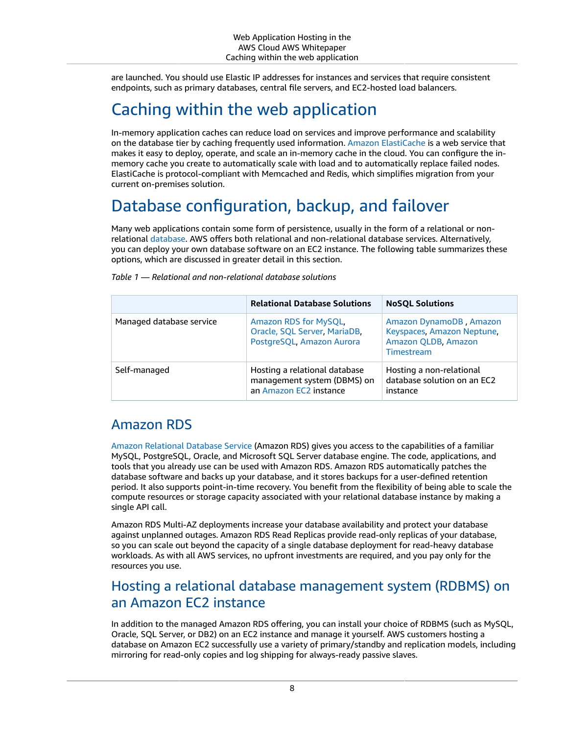are launched. You should use Elastic IP addresses for instances and services that require consistent endpoints, such as primary databases, central file servers, and EC2-hosted load balancers.

# Caching within the web application

In-memory application caches can reduce load on services and improve performance and scalability on the database tier by caching frequently used information. Amazon ElastiCache is a web service that makes it easy to deploy, operate, and scale an in-memory cache in the cloud. You can configure the in-memory cache you create to automatically scale with load and to automatically replace failed nodes. ElastiCache is protocol-compliant with Memcached and Redis, which simplifies migration from your current on-premises solution.

# Database configuration, backup, and failover

Many web applications contain some form of persistence, usually in the form of a relational or non-relational database. AWS offers both relational and non-relational database services. Alternatively, you can deploy your own database software on an EC2 instance. The following table summarizes these options, which are discussed in greater detail in this section.

*Table 1 — Relational and non-relational database solutions*

| | **Relational Database Solutions** | **NoSQL Solutions** |
|---|---|---|
| Managed database service | Amazon RDS for MySQL, Oracle, SQL Server, MariaDB, PostgreSQL, Amazon Aurora | Amazon DynamoDB , Amazon Keyspaces, Amazon Neptune, Amazon QLDB, Amazon Timestream |
| Self-managed | Hosting a relational database management system (DBMS) on an Amazon EC2 instance | Hosting a non-relational database solution on an EC2 instance |

## Amazon RDS

Amazon Relational Database Service (Amazon RDS) gives you access to the capabilities of a familiar MySQL, PostgreSQL, Oracle, and Microsoft SQL Server database engine. The code, applications, and tools that you already use can be used with Amazon RDS. Amazon RDS automatically patches the database software and backs up your database, and it stores backups for a user-defined retention period. It also supports point-in-time recovery. You benefit from the flexibility of being able to scale the compute resources or storage capacity associated with your relational database instance by making a single API call.

Amazon RDS Multi-AZ deployments increase your database availability and protect your database against unplanned outages. Amazon RDS Read Replicas provide read-only replicas of your database, so you can scale out beyond the capacity of a single database deployment for read-heavy database workloads. As with all AWS services, no upfront investments are required, and you pay only for the resources you use.

## Hosting a relational database management system (RDBMS) on an Amazon EC2 instance

In addition to the managed Amazon RDS offering, you can install your choice of RDBMS (such as MySQL, Oracle, SQL Server, or DB2) on an EC2 instance and manage it yourself. AWS customers hosting a database on Amazon EC2 successfully use a variety of primary/standby and replication models, including mirroring for read-only copies and log shipping for always-ready passive slaves.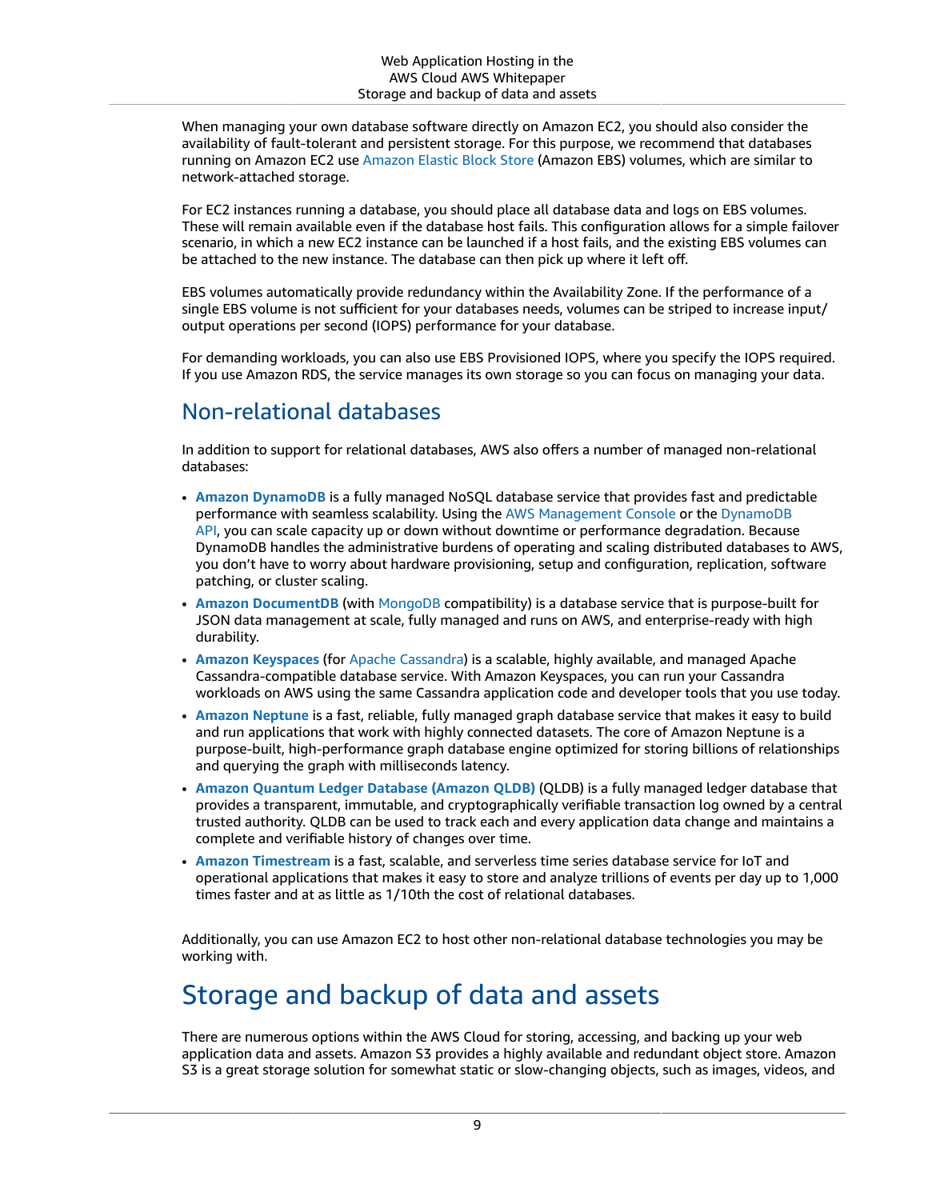When managing your own database software directly on Amazon EC2, you should also consider the availability of fault-tolerant and persistent storage. For this purpose, we recommend that databases running on Amazon EC2 use Amazon Elastic Block Store (Amazon EBS) volumes, which are similar to network-attached storage.

For EC2 instances running a database, you should place all database data and logs on EBS volumes. These will remain available even if the database host fails. This configuration allows for a simple failover scenario, in which a new EC2 instance can be launched if a host fails, and the existing EBS volumes can be attached to the new instance. The database can then pick up where it left off.

EBS volumes automatically provide redundancy within the Availability Zone. If the performance of a single EBS volume is not sufficient for your databases needs, volumes can be striped to increase input/output operations per second (IOPS) performance for your database.

For demanding workloads, you can also use EBS Provisioned IOPS, where you specify the IOPS required. If you use Amazon RDS, the service manages its own storage so you can focus on managing your data.

## Non-relational databases

In addition to support for relational databases, AWS also offers a number of managed non-relational databases:

- **Amazon DynamoDB** is a fully managed NoSQL database service that provides fast and predictable performance with seamless scalability. Using the AWS Management Console or the DynamoDB API, you can scale capacity up or down without downtime or performance degradation. Because DynamoDB handles the administrative burdens of operating and scaling distributed databases to AWS, you don't have to worry about hardware provisioning, setup and configuration, replication, software patching, or cluster scaling.
- **Amazon DocumentDB** (with MongoDB compatibility) is a database service that is purpose-built for JSON data management at scale, fully managed and runs on AWS, and enterprise-ready with high durability.
- **Amazon Keyspaces** (for Apache Cassandra) is a scalable, highly available, and managed Apache Cassandra-compatible database service. With Amazon Keyspaces, you can run your Cassandra workloads on AWS using the same Cassandra application code and developer tools that you use today.
- **Amazon Neptune** is a fast, reliable, fully managed graph database service that makes it easy to build and run applications that work with highly connected datasets. The core of Amazon Neptune is a purpose-built, high-performance graph database engine optimized for storing billions of relationships and querying the graph with milliseconds latency.
- **Amazon Quantum Ledger Database (Amazon QLDB)** (QLDB) is a fully managed ledger database that provides a transparent, immutable, and cryptographically verifiable transaction log owned by a central trusted authority. QLDB can be used to track each and every application data change and maintains a complete and verifiable history of changes over time.
- **Amazon Timestream** is a fast, scalable, and serverless time series database service for IoT and operational applications that makes it easy to store and analyze trillions of events per day up to 1,000 times faster and at as little as 1/10th the cost of relational databases.

Additionally, you can use Amazon EC2 to host other non-relational database technologies you may be working with.

# Storage and backup of data and assets

There are numerous options within the AWS Cloud for storing, accessing, and backing up your web application data and assets. Amazon S3 provides a highly available and redundant object store. Amazon S3 is a great storage solution for somewhat static or slow-changing objects, such as images, videos, and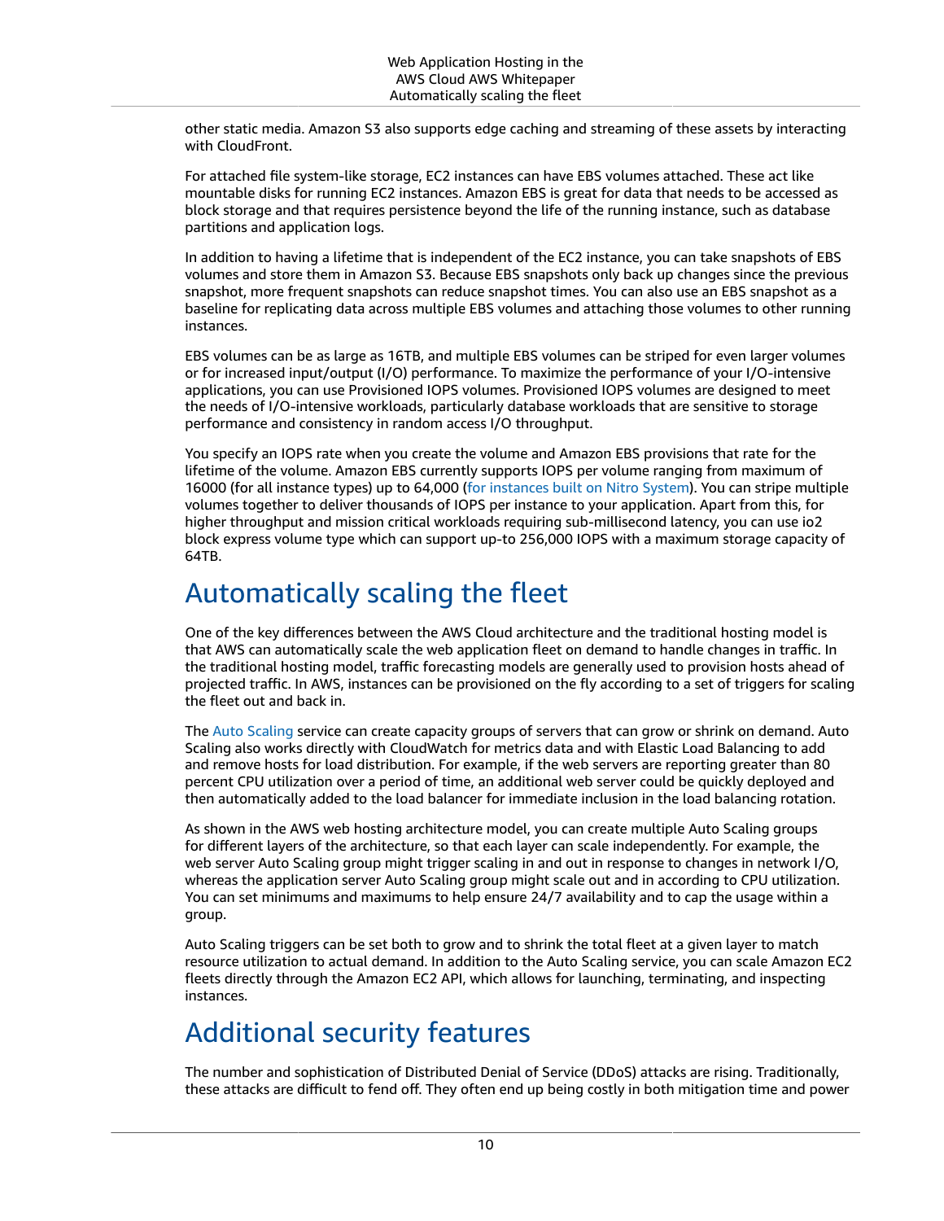other static media. Amazon S3 also supports edge caching and streaming of these assets by interacting with CloudFront.

For attached file system-like storage, EC2 instances can have EBS volumes attached. These act like mountable disks for running EC2 instances. Amazon EBS is great for data that needs to be accessed as block storage and that requires persistence beyond the life of the running instance, such as database partitions and application logs.

In addition to having a lifetime that is independent of the EC2 instance, you can take snapshots of EBS volumes and store them in Amazon S3. Because EBS snapshots only back up changes since the previous snapshot, more frequent snapshots can reduce snapshot times. You can also use an EBS snapshot as a baseline for replicating data across multiple EBS volumes and attaching those volumes to other running instances.

EBS volumes can be as large as 16TB, and multiple EBS volumes can be striped for even larger volumes or for increased input/output (I/O) performance. To maximize the performance of your I/O-intensive applications, you can use Provisioned IOPS volumes. Provisioned IOPS volumes are designed to meet the needs of I/O-intensive workloads, particularly database workloads that are sensitive to storage performance and consistency in random access I/O throughput.

You specify an IOPS rate when you create the volume and Amazon EBS provisions that rate for the lifetime of the volume. Amazon EBS currently supports IOPS per volume ranging from maximum of 16000 (for all instance types) up to 64,000 (for instances built on Nitro System). You can stripe multiple volumes together to deliver thousands of IOPS per instance to your application. Apart from this, for higher throughput and mission critical workloads requiring sub-millisecond latency, you can use io2 block express volume type which can support up-to 256,000 IOPS with a maximum storage capacity of 64TB.

# Automatically scaling the fleet

One of the key differences between the AWS Cloud architecture and the traditional hosting model is that AWS can automatically scale the web application fleet on demand to handle changes in traffic. In the traditional hosting model, traffic forecasting models are generally used to provision hosts ahead of projected traffic. In AWS, instances can be provisioned on the fly according to a set of triggers for scaling the fleet out and back in.

The Auto Scaling service can create capacity groups of servers that can grow or shrink on demand. Auto Scaling also works directly with CloudWatch for metrics data and with Elastic Load Balancing to add and remove hosts for load distribution. For example, if the web servers are reporting greater than 80 percent CPU utilization over a period of time, an additional web server could be quickly deployed and then automatically added to the load balancer for immediate inclusion in the load balancing rotation.

As shown in the AWS web hosting architecture model, you can create multiple Auto Scaling groups for different layers of the architecture, so that each layer can scale independently. For example, the web server Auto Scaling group might trigger scaling in and out in response to changes in network I/O, whereas the application server Auto Scaling group might scale out and in according to CPU utilization. You can set minimums and maximums to help ensure 24/7 availability and to cap the usage within a group.

Auto Scaling triggers can be set both to grow and to shrink the total fleet at a given layer to match resource utilization to actual demand. In addition to the Auto Scaling service, you can scale Amazon EC2 fleets directly through the Amazon EC2 API, which allows for launching, terminating, and inspecting instances.

# Additional security features

The number and sophistication of Distributed Denial of Service (DDoS) attacks are rising. Traditionally, these attacks are difficult to fend off. They often end up being costly in both mitigation time and power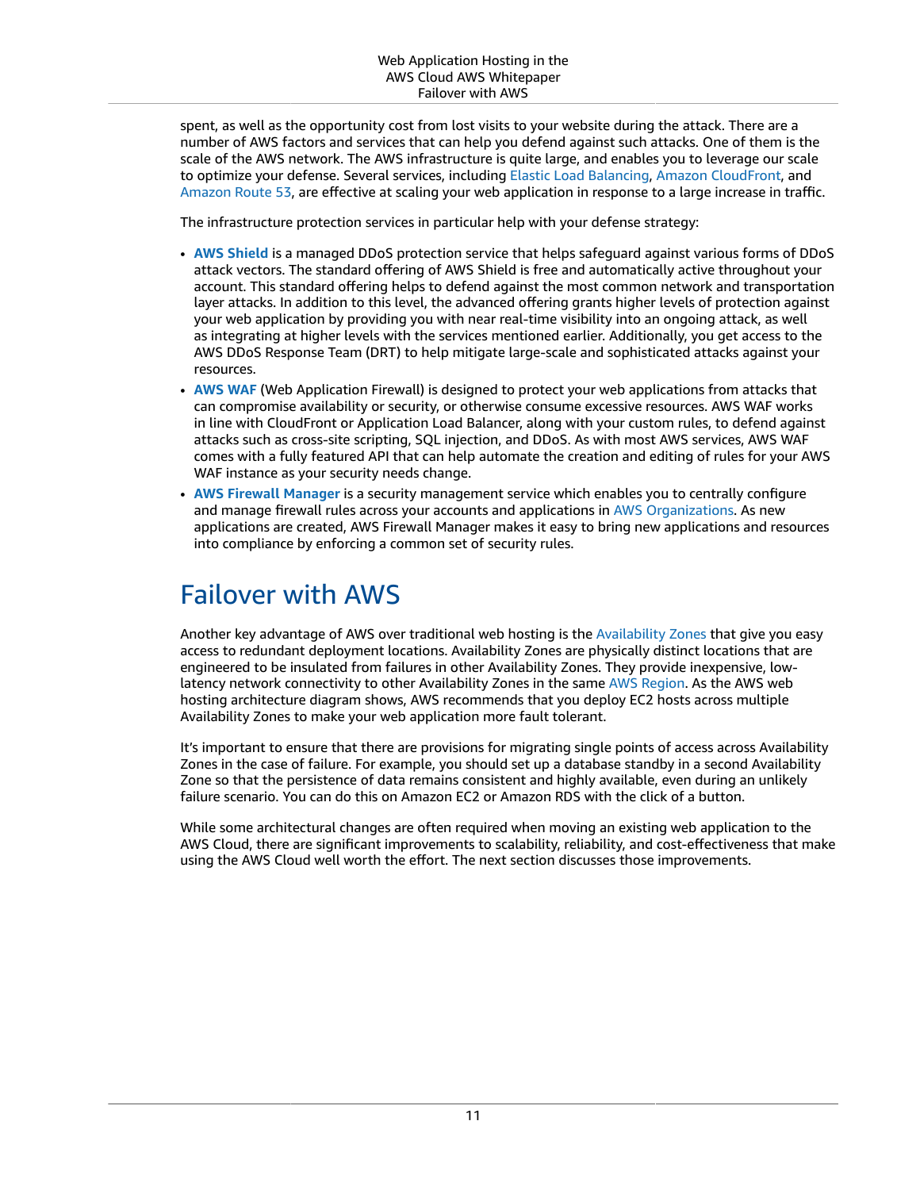spent, as well as the opportunity cost from lost visits to your website during the attack. There are a number of AWS factors and services that can help you defend against such attacks. One of them is the scale of the AWS network. The AWS infrastructure is quite large, and enables you to leverage our scale to optimize your defense. Several services, including Elastic Load Balancing, Amazon CloudFront, and Amazon Route 53, are effective at scaling your web application in response to a large increase in traffic.

The infrastructure protection services in particular help with your defense strategy:

- **AWS Shield** is a managed DDoS protection service that helps safeguard against various forms of DDoS attack vectors. The standard offering of AWS Shield is free and automatically active throughout your account. This standard offering helps to defend against the most common network and transportation layer attacks. In addition to this level, the advanced offering grants higher levels of protection against your web application by providing you with near real-time visibility into an ongoing attack, as well as integrating at higher levels with the services mentioned earlier. Additionally, you get access to the AWS DDoS Response Team (DRT) to help mitigate large-scale and sophisticated attacks against your resources.
- **AWS WAF** (Web Application Firewall) is designed to protect your web applications from attacks that can compromise availability or security, or otherwise consume excessive resources. AWS WAF works in line with CloudFront or Application Load Balancer, along with your custom rules, to defend against attacks such as cross-site scripting, SQL injection, and DDoS. As with most AWS services, AWS WAF comes with a fully featured API that can help automate the creation and editing of rules for your AWS WAF instance as your security needs change.
- **AWS Firewall Manager** is a security management service which enables you to centrally configure and manage firewall rules across your accounts and applications in AWS Organizations. As new applications are created, AWS Firewall Manager makes it easy to bring new applications and resources into compliance by enforcing a common set of security rules.

# Failover with AWS

Another key advantage of AWS over traditional web hosting is the Availability Zones that give you easy access to redundant deployment locations. Availability Zones are physically distinct locations that are engineered to be insulated from failures in other Availability Zones. They provide inexpensive, low-latency network connectivity to other Availability Zones in the same AWS Region. As the AWS web hosting architecture diagram shows, AWS recommends that you deploy EC2 hosts across multiple Availability Zones to make your web application more fault tolerant.

It's important to ensure that there are provisions for migrating single points of access across Availability Zones in the case of failure. For example, you should set up a database standby in a second Availability Zone so that the persistence of data remains consistent and highly available, even during an unlikely failure scenario. You can do this on Amazon EC2 or Amazon RDS with the click of a button.

While some architectural changes are often required when moving an existing web application to the AWS Cloud, there are significant improvements to scalability, reliability, and cost-effectiveness that make using the AWS Cloud well worth the effort. The next section discusses those improvements.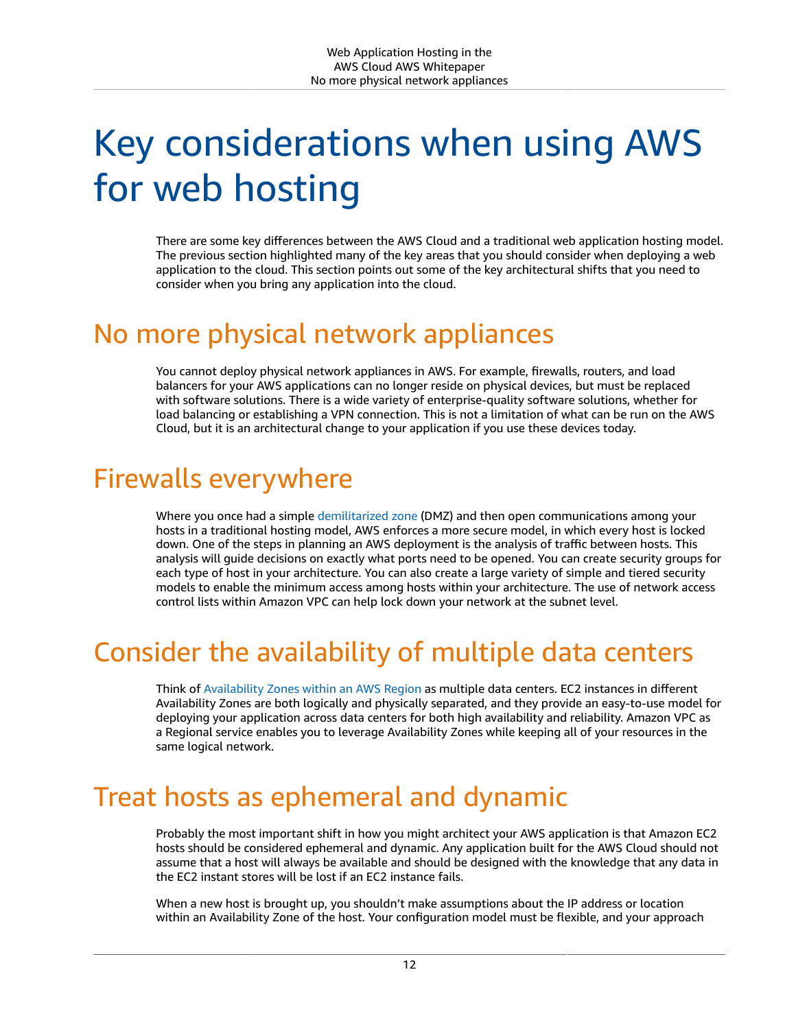# Key considerations when using AWS for web hosting

There are some key differences between the AWS Cloud and a traditional web application hosting model. The previous section highlighted many of the key areas that you should consider when deploying a web application to the cloud. This section points out some of the key architectural shifts that you need to consider when you bring any application into the cloud.

## No more physical network appliances

You cannot deploy physical network appliances in AWS. For example, firewalls, routers, and load balancers for your AWS applications can no longer reside on physical devices, but must be replaced with software solutions. There is a wide variety of enterprise-quality software solutions, whether for load balancing or establishing a VPN connection. This is not a limitation of what can be run on the AWS Cloud, but it is an architectural change to your application if you use these devices today.

## Firewalls everywhere

Where you once had a simple demilitarized zone (DMZ) and then open communications among your hosts in a traditional hosting model, AWS enforces a more secure model, in which every host is locked down. One of the steps in planning an AWS deployment is the analysis of traffic between hosts. This analysis will guide decisions on exactly what ports need to be opened. You can create security groups for each type of host in your architecture. You can also create a large variety of simple and tiered security models to enable the minimum access among hosts within your architecture. The use of network access control lists within Amazon VPC can help lock down your network at the subnet level.

## Consider the availability of multiple data centers

Think of Availability Zones within an AWS Region as multiple data centers. EC2 instances in different Availability Zones are both logically and physically separated, and they provide an easy-to-use model for deploying your application across data centers for both high availability and reliability. Amazon VPC as a Regional service enables you to leverage Availability Zones while keeping all of your resources in the same logical network.

## Treat hosts as ephemeral and dynamic

Probably the most important shift in how you might architect your AWS application is that Amazon EC2 hosts should be considered ephemeral and dynamic. Any application built for the AWS Cloud should not assume that a host will always be available and should be designed with the knowledge that any data in the EC2 instant stores will be lost if an EC2 instance fails.

When a new host is brought up, you shouldn't make assumptions about the IP address or location within an Availability Zone of the host. Your configuration model must be flexible, and your approach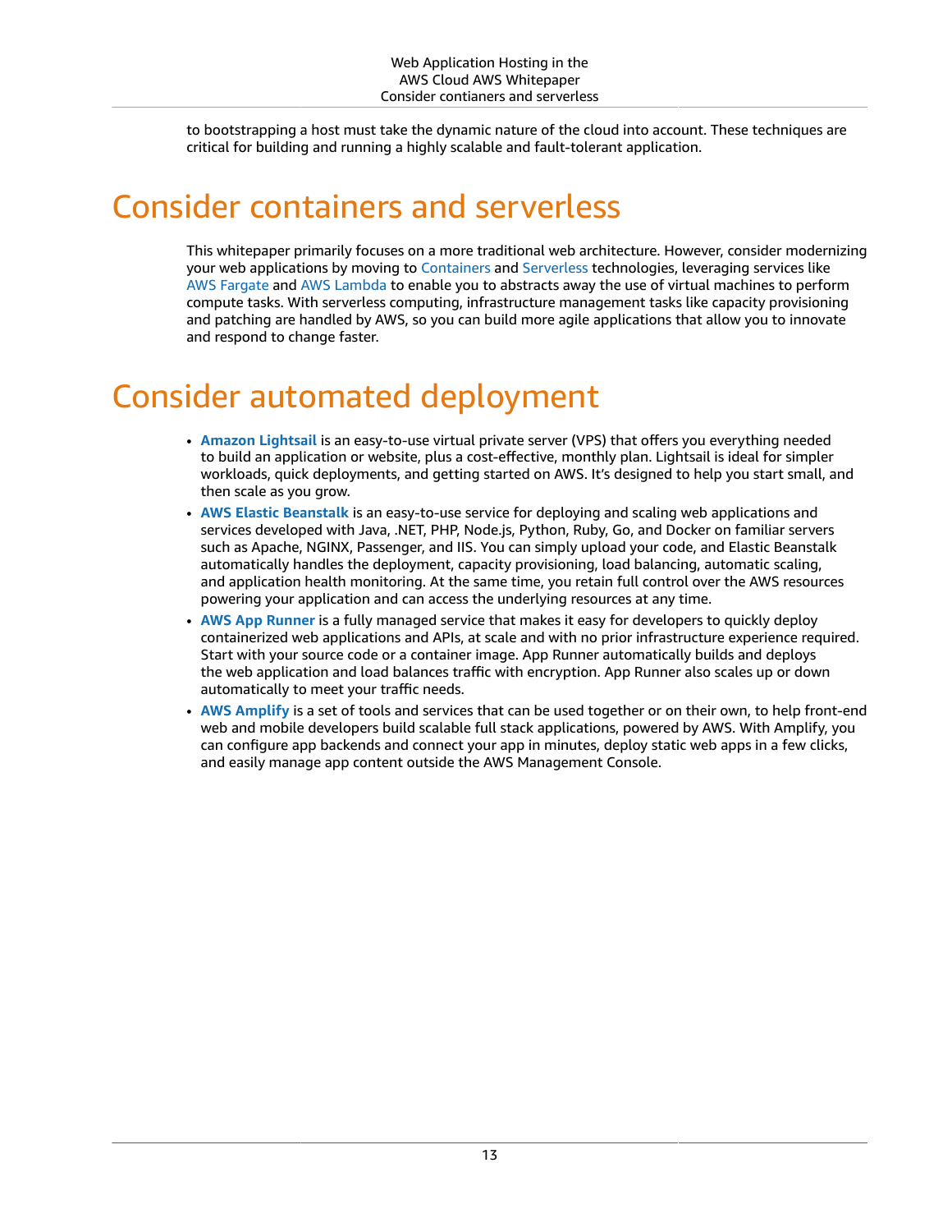to bootstrapping a host must take the dynamic nature of the cloud into account. These techniques are critical for building and running a highly scalable and fault-tolerant application.

# Consider containers and serverless

This whitepaper primarily focuses on a more traditional web architecture. However, consider modernizing your web applications by moving to Containers and Serverless technologies, leveraging services like AWS Fargate and AWS Lambda to enable you to abstracts away the use of virtual machines to perform compute tasks. With serverless computing, infrastructure management tasks like capacity provisioning and patching are handled by AWS, so you can build more agile applications that allow you to innovate and respond to change faster.

# Consider automated deployment

- **Amazon Lightsail** is an easy-to-use virtual private server (VPS) that offers you everything needed to build an application or website, plus a cost-effective, monthly plan. Lightsail is ideal for simpler workloads, quick deployments, and getting started on AWS. It's designed to help you start small, and then scale as you grow.
- **AWS Elastic Beanstalk** is an easy-to-use service for deploying and scaling web applications and services developed with Java, .NET, PHP, Node.js, Python, Ruby, Go, and Docker on familiar servers such as Apache, NGINX, Passenger, and IIS. You can simply upload your code, and Elastic Beanstalk automatically handles the deployment, capacity provisioning, load balancing, automatic scaling, and application health monitoring. At the same time, you retain full control over the AWS resources powering your application and can access the underlying resources at any time.
- **AWS App Runner** is a fully managed service that makes it easy for developers to quickly deploy containerized web applications and APIs, at scale and with no prior infrastructure experience required. Start with your source code or a container image. App Runner automatically builds and deploys the web application and load balances traffic with encryption. App Runner also scales up or down automatically to meet your traffic needs.
- **AWS Amplify** is a set of tools and services that can be used together or on their own, to help front-end web and mobile developers build scalable full stack applications, powered by AWS. With Amplify, you can configure app backends and connect your app in minutes, deploy static web apps in a few clicks, and easily manage app content outside the AWS Management Console.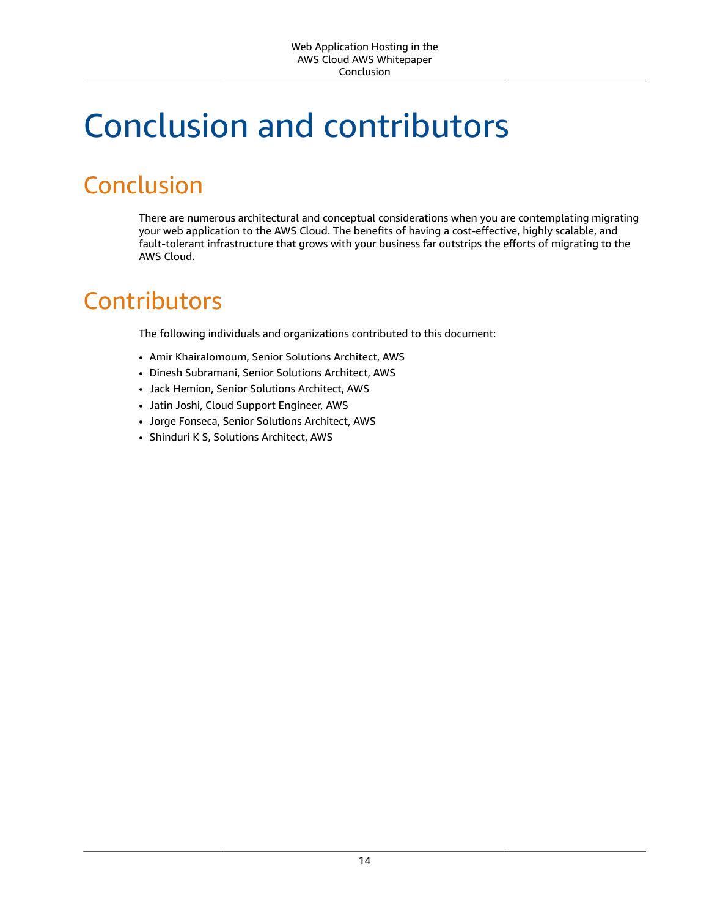# Conclusion and contributors

## Conclusion

There are numerous architectural and conceptual considerations when you are contemplating migrating your web application to the AWS Cloud. The benefits of having a cost-effective, highly scalable, and fault-tolerant infrastructure that grows with your business far outstrips the efforts of migrating to the AWS Cloud.

## Contributors

The following individuals and organizations contributed to this document:

- Amir Khairalomoum, Senior Solutions Architect, AWS
- Dinesh Subramani, Senior Solutions Architect, AWS
- Jack Hemion, Senior Solutions Architect, AWS
- Jatin Joshi, Cloud Support Engineer, AWS
- Jorge Fonseca, Senior Solutions Architect, AWS
- Shinduri K S, Solutions Architect, AWS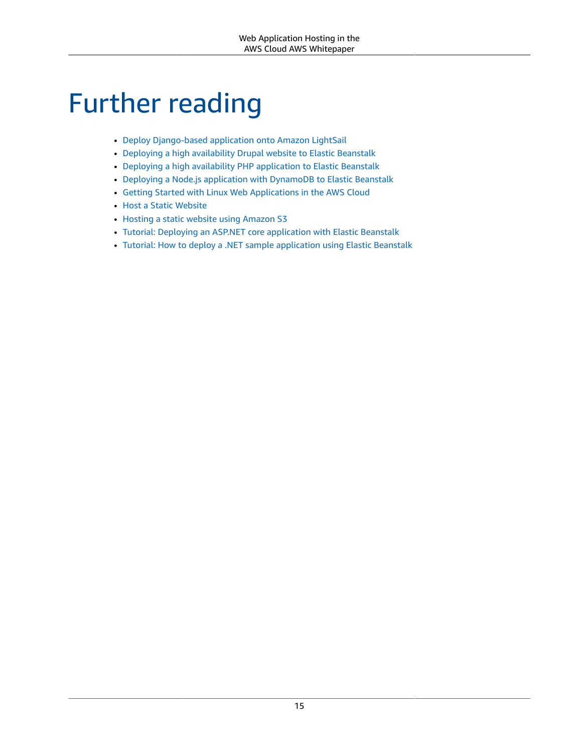# Further reading

- Deploy Django-based application onto Amazon LightSail
- Deploying a high availability Drupal website to Elastic Beanstalk
- Deploying a high availability PHP application to Elastic Beanstalk
- Deploying a Node.js application with DynamoDB to Elastic Beanstalk
- Getting Started with Linux Web Applications in the AWS Cloud
- Host a Static Website
- Hosting a static website using Amazon S3
- Tutorial: Deploying an ASP.NET core application with Elastic Beanstalk
- Tutorial: How to deploy a .NET sample application using Elastic Beanstalk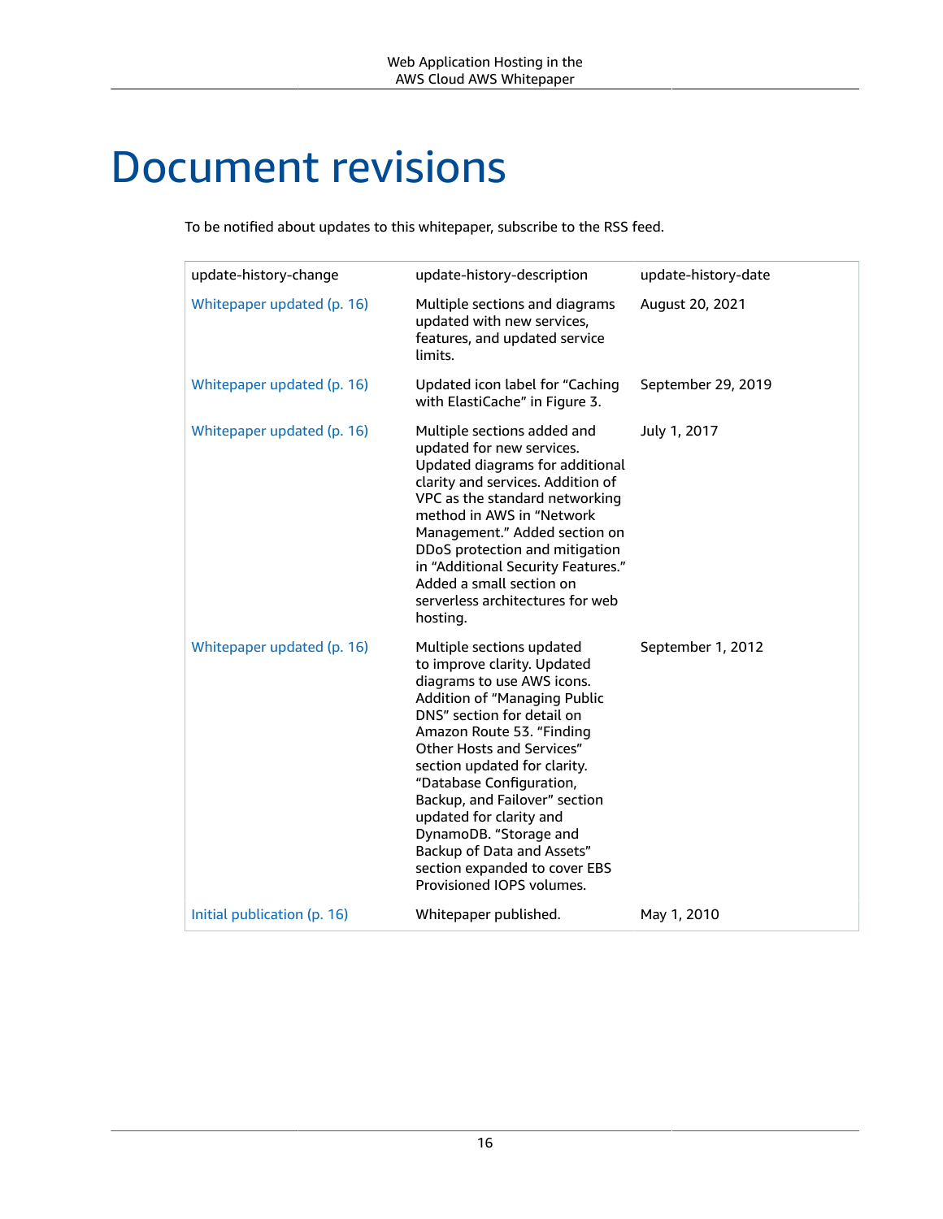# Document revisions

To be notified about updates to this whitepaper, subscribe to the RSS feed.

| update-history-change | update-history-description | update-history-date |
|---|---|---|
| Whitepaper updated (p. 16) | Multiple sections and diagrams updated with new services, features, and updated service limits. | August 20, 2021 |
| Whitepaper updated (p. 16) | Updated icon label for "Caching with ElastiCache" in Figure 3. | September 29, 2019 |
| Whitepaper updated (p. 16) | Multiple sections added and updated for new services. Updated diagrams for additional clarity and services. Addition of VPC as the standard networking method in AWS in "Network Management." Added section on DDoS protection and mitigation in "Additional Security Features." Added a small section on serverless architectures for web hosting. | July 1, 2017 |
| Whitepaper updated (p. 16) | Multiple sections updated to improve clarity. Updated diagrams to use AWS icons. Addition of "Managing Public DNS" section for detail on Amazon Route 53. "Finding Other Hosts and Services" section updated for clarity. "Database Configuration, Backup, and Failover" section updated for clarity and DynamoDB. "Storage and Backup of Data and Assets" section expanded to cover EBS Provisioned IOPS volumes. | September 1, 2012 |
| Initial publication (p. 16) | Whitepaper published. | May 1, 2010 |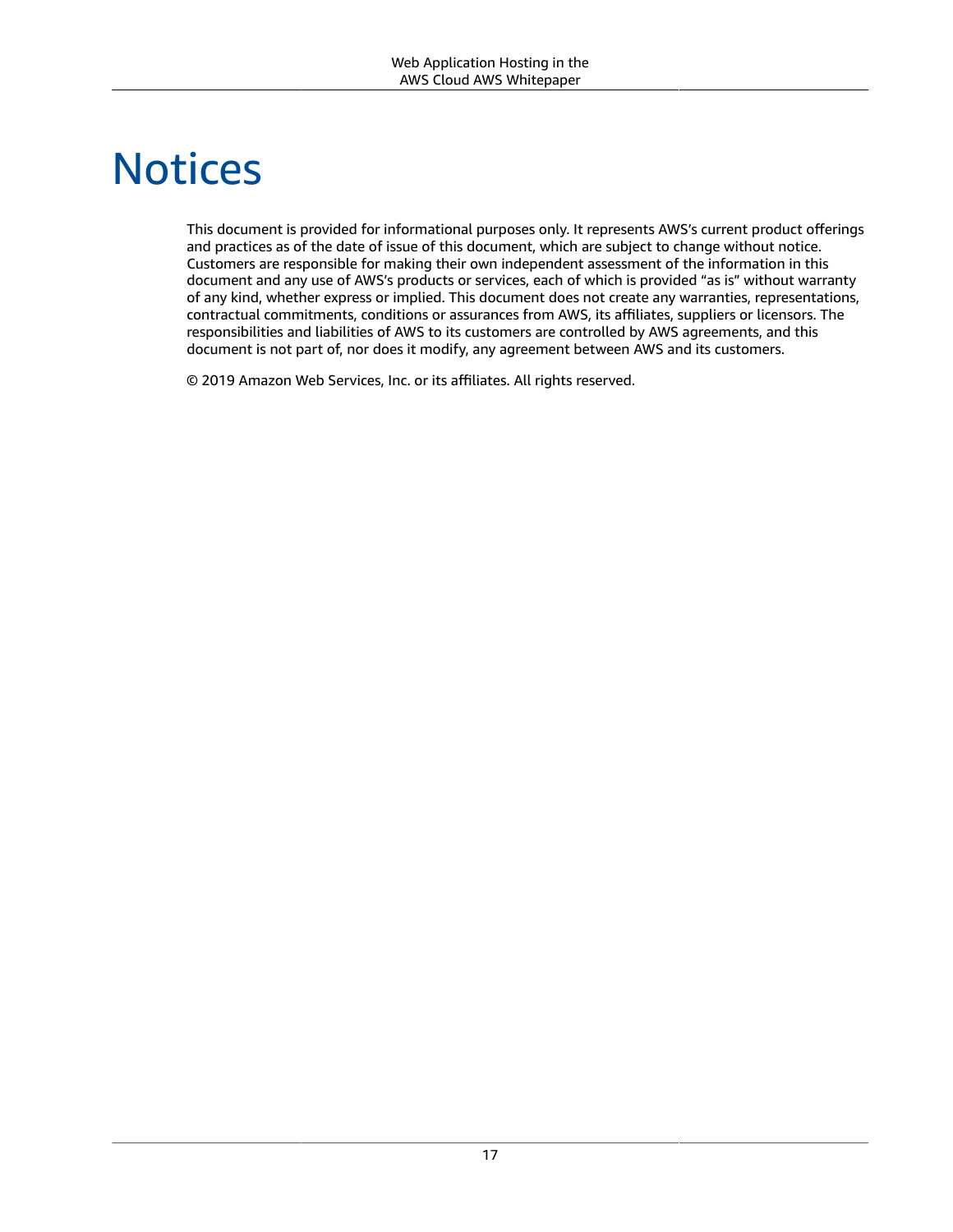# Notices

This document is provided for informational purposes only. It represents AWS's current product offerings and practices as of the date of issue of this document, which are subject to change without notice. Customers are responsible for making their own independent assessment of the information in this document and any use of AWS's products or services, each of which is provided "as is" without warranty of any kind, whether express or implied. This document does not create any warranties, representations, contractual commitments, conditions or assurances from AWS, its affiliates, suppliers or licensors. The responsibilities and liabilities of AWS to its customers are controlled by AWS agreements, and this document is not part of, nor does it modify, any agreement between AWS and its customers.

© 2019 Amazon Web Services, Inc. or its affiliates. All rights reserved.